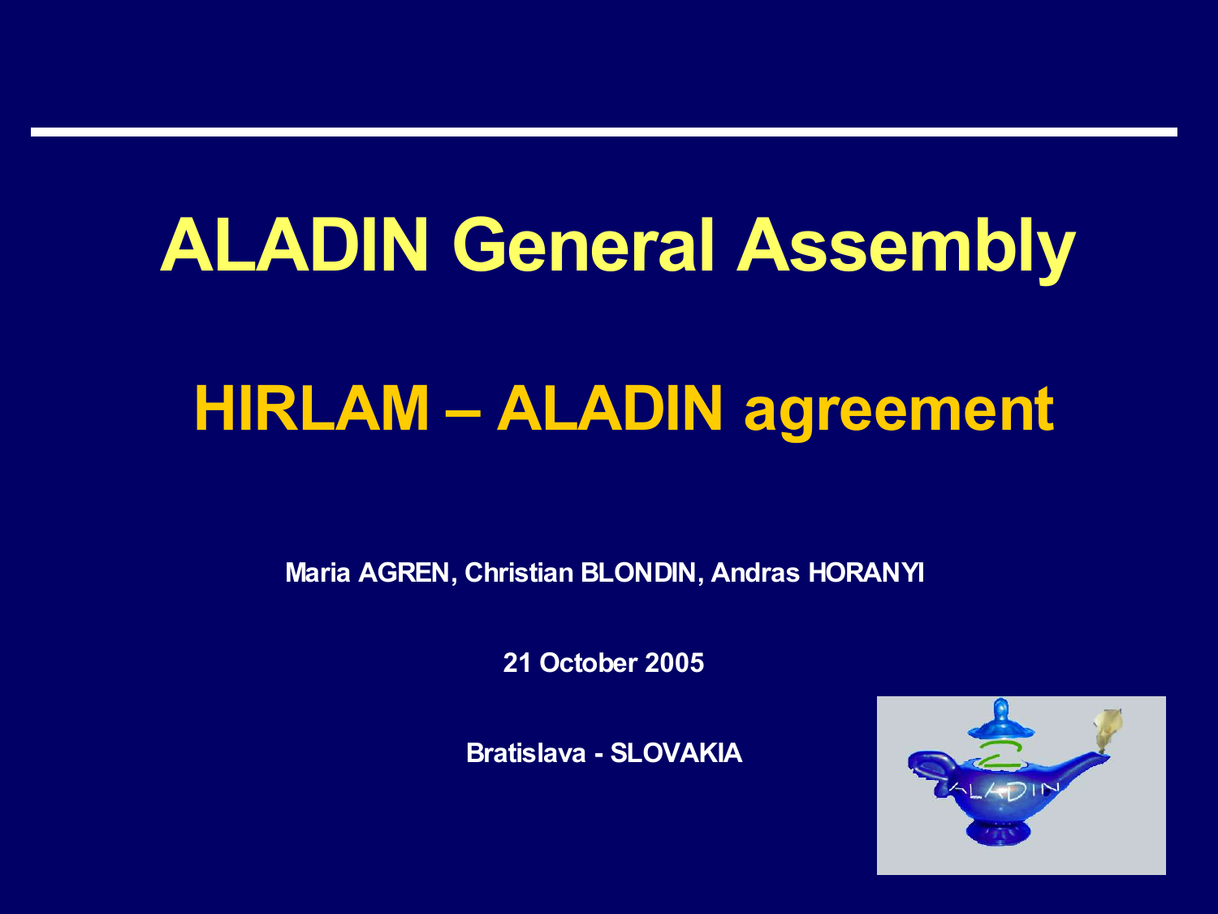# ALADIN General Assembly

## HIRLAM – ALADIN agreement

**Maria AGREN, Christian BLONDIN, Andras HORANYI**

**21 October 2005**

**Bratislava - SLOVAKIA**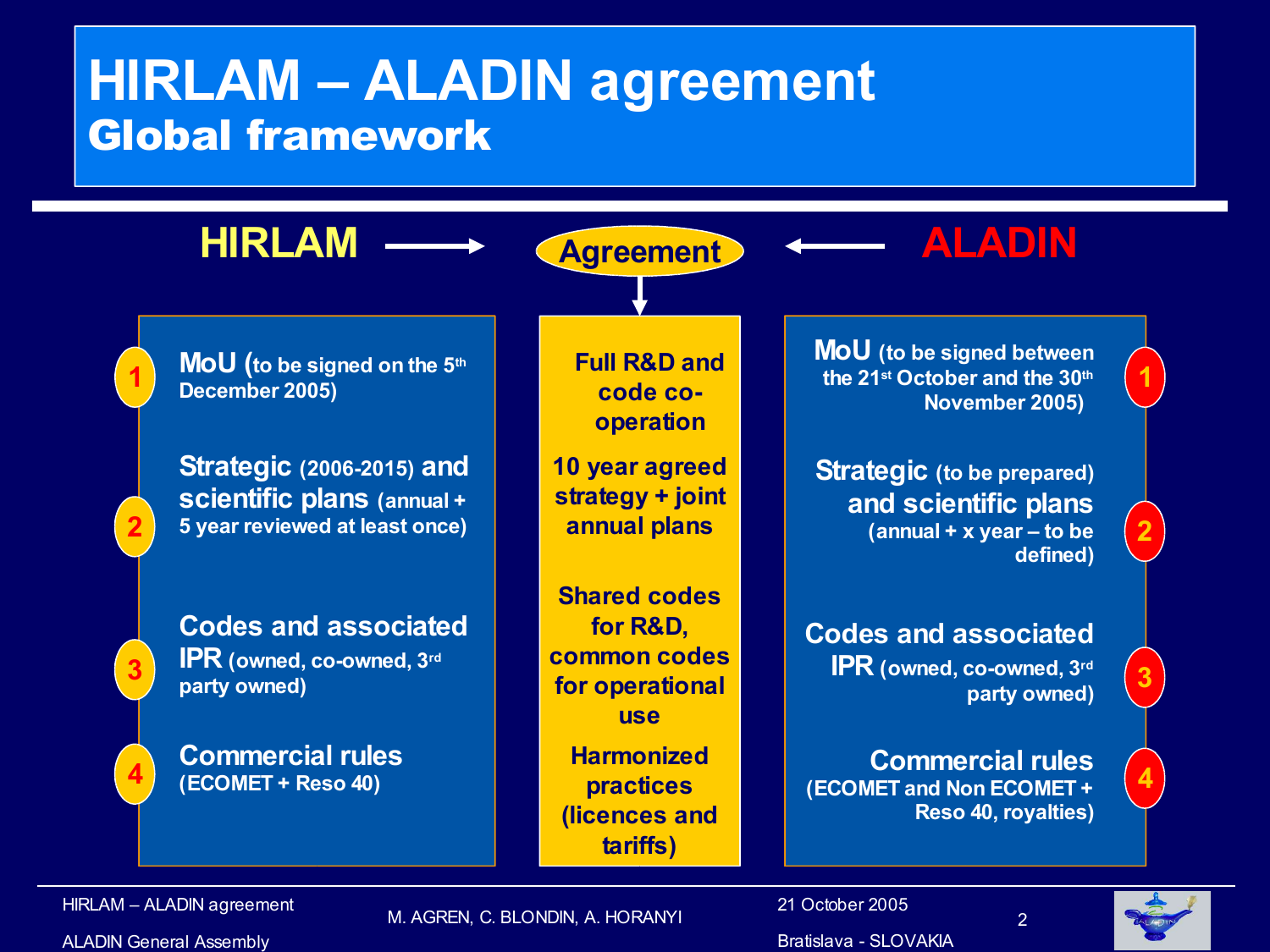# HIRLAM – ALADIN agreement
## Global framework

**HIRLAM** → **Agreement** ← **ALADIN**

| HIRLAM | Agreement | ALADIN |
|---|---|---|
| 1. **MoU** (to be signed on the 5th December 2005) | Full R&D and code co-operation | 1. **MoU** (to be signed between the 21st October and the 30th November 2005) |
| 2. **Strategic** (2006-2015) **and scientific plans** (annual + 5 year reviewed at least once) | 10 year agreed strategy + joint annual plans | 2. **Strategic** (to be prepared) **and scientific plans** (annual + x year – to be defined) |
| 3. **Codes and associated IPR** (owned, co-owned, 3rd party owned) | Shared codes for R&D, common codes for operational use | 3. **Codes and associated IPR** (owned, co-owned, 3rd party owned) |
| 4. **Commercial rules** (ECOMET + Reso 40) | Harmonized practices (licences and tariffs) | 4. **Commercial rules** (ECOMET and Non ECOMET + Reso 40, royalties) |

HIRLAM – ALADIN agreement
ALADIN General Assembly

M. AGREN, C. BLONDIN, A. HORANYI

21 October 2005
Bratislava - SLOVAKIA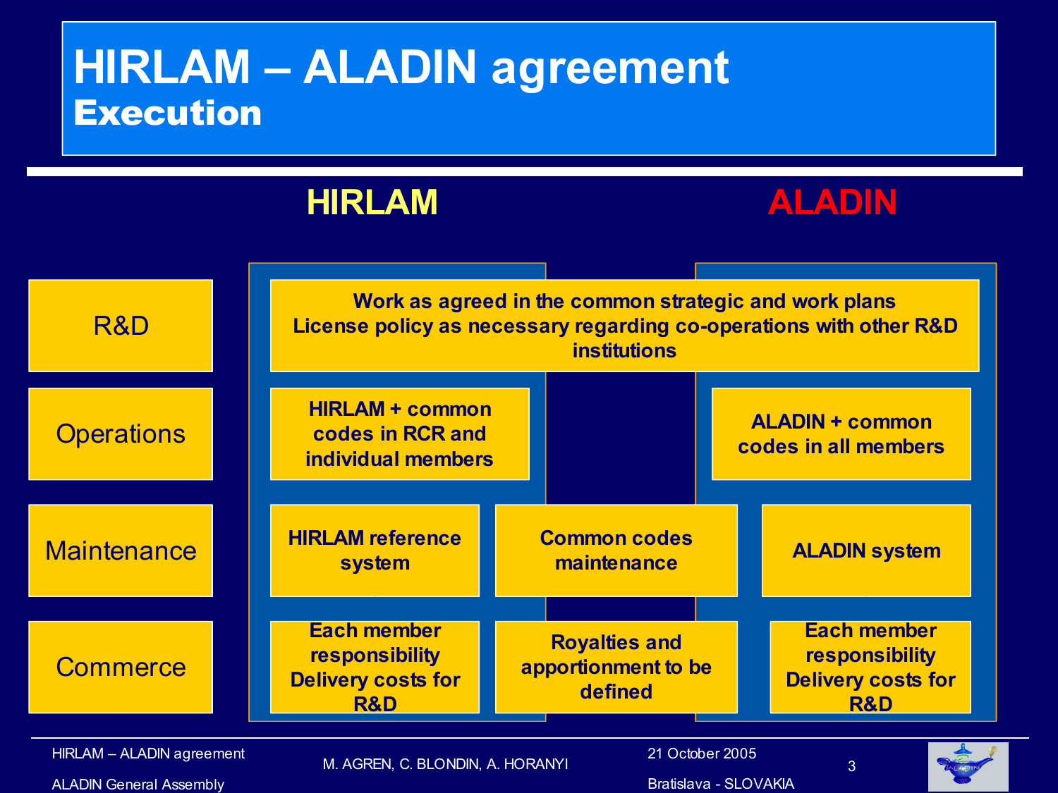# HIRLAM – ALADIN agreement
## Execution

| | HIRLAM | Common | ALADIN |
|---|---|---|---|
| R&D | Work as agreed in the common strategic and work plans<br>License policy as necessary regarding co-operations with other R&D institutions | | |
| Operations | HIRLAM + common codes in RCR and individual members | | ALADIN + common codes in all members |
| Maintenance | HIRLAM reference system | Common codes maintenance | ALADIN system |
| Commerce | Each member responsibility<br>Delivery costs for R&D | Royalties and apportionment to be defined | Each member responsibility<br>Delivery costs for R&D |